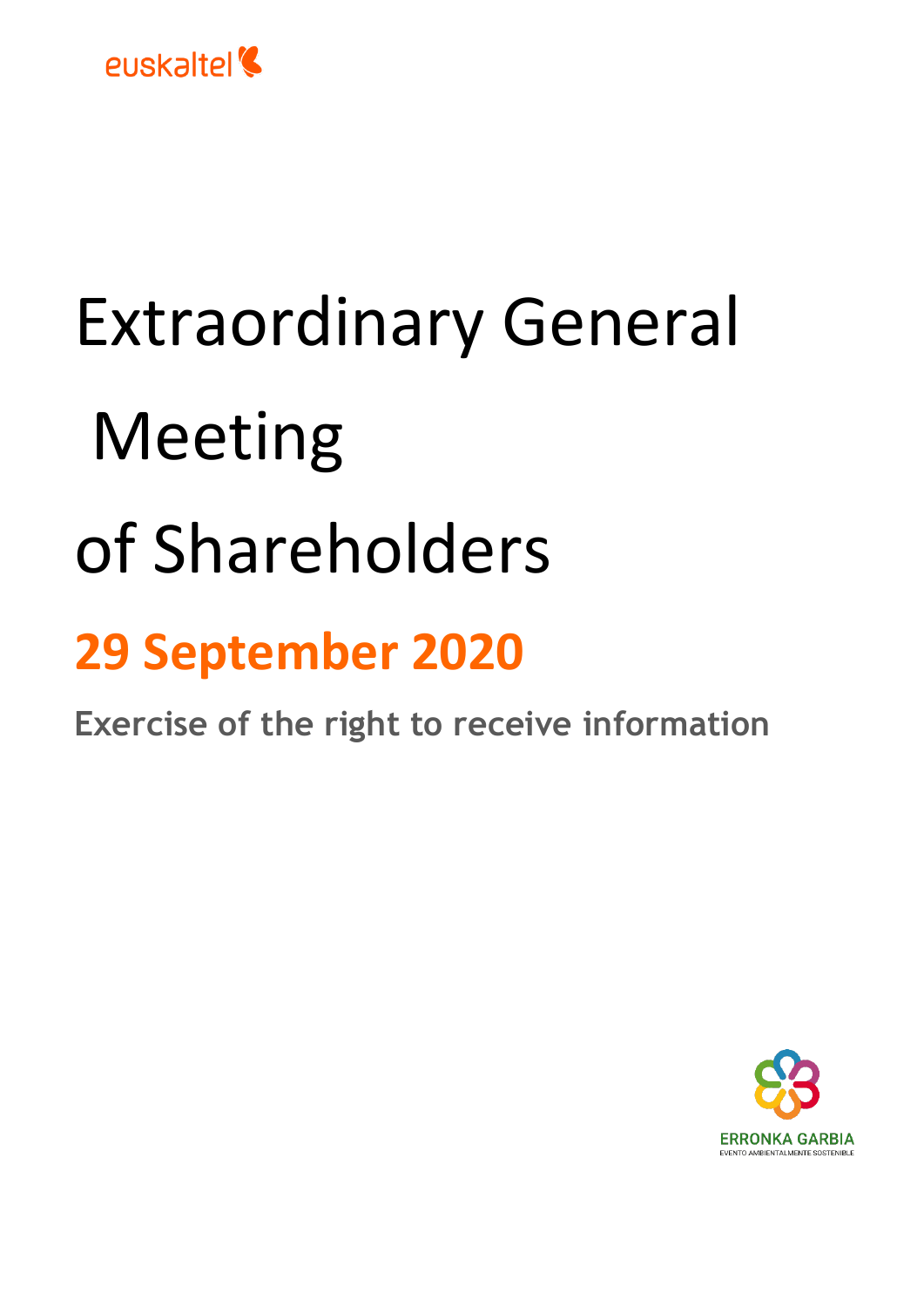euskaltel

# Extraordinary General Meeting of Shareholders

## 29 September 2020

**Exercise of the right to receive information**

ERRONKA GARBIA

EVENTO AMBIENTALMENTE SOSTENIBLE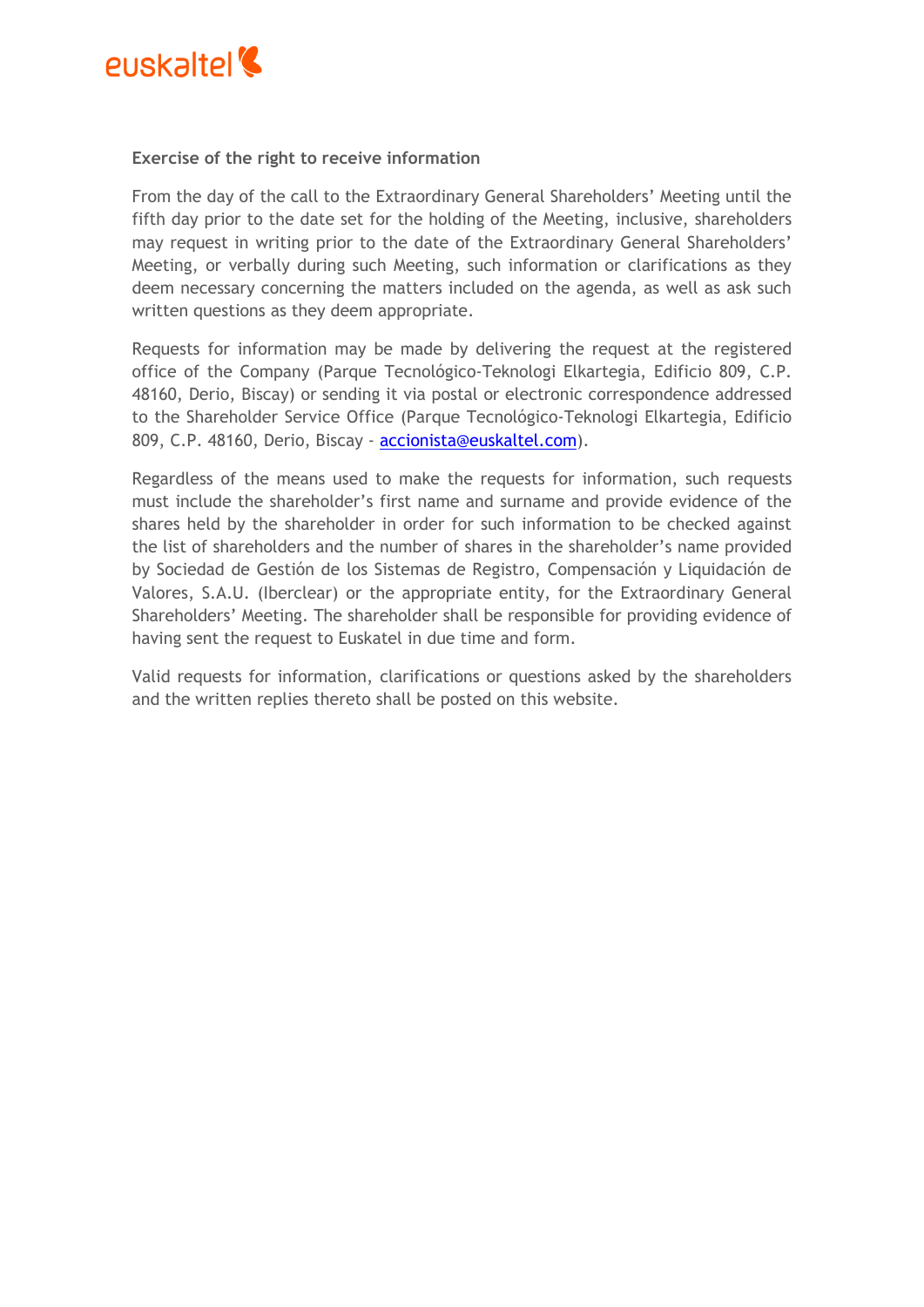**Exercise of the right to receive information**

From the day of the call to the Extraordinary General Shareholders' Meeting until the fifth day prior to the date set for the holding of the Meeting, inclusive, shareholders may request in writing prior to the date of the Extraordinary General Shareholders' Meeting, or verbally during such Meeting, such information or clarifications as they deem necessary concerning the matters included on the agenda, as well as ask such written questions as they deem appropriate.

Requests for information may be made by delivering the request at the registered office of the Company (Parque Tecnológico-Teknologi Elkartegia, Edificio 809, C.P. 48160, Derio, Biscay) or sending it via postal or electronic correspondence addressed to the Shareholder Service Office (Parque Tecnológico-Teknologi Elkartegia, Edificio 809, C.P. 48160, Derio, Biscay - accionista@euskaltel.com).

Regardless of the means used to make the requests for information, such requests must include the shareholder's first name and surname and provide evidence of the shares held by the shareholder in order for such information to be checked against the list of shareholders and the number of shares in the shareholder's name provided by Sociedad de Gestión de los Sistemas de Registro, Compensación y Liquidación de Valores, S.A.U. (Iberclear) or the appropriate entity, for the Extraordinary General Shareholders' Meeting. The shareholder shall be responsible for providing evidence of having sent the request to Euskatel in due time and form.

Valid requests for information, clarifications or questions asked by the shareholders and the written replies thereto shall be posted on this website.